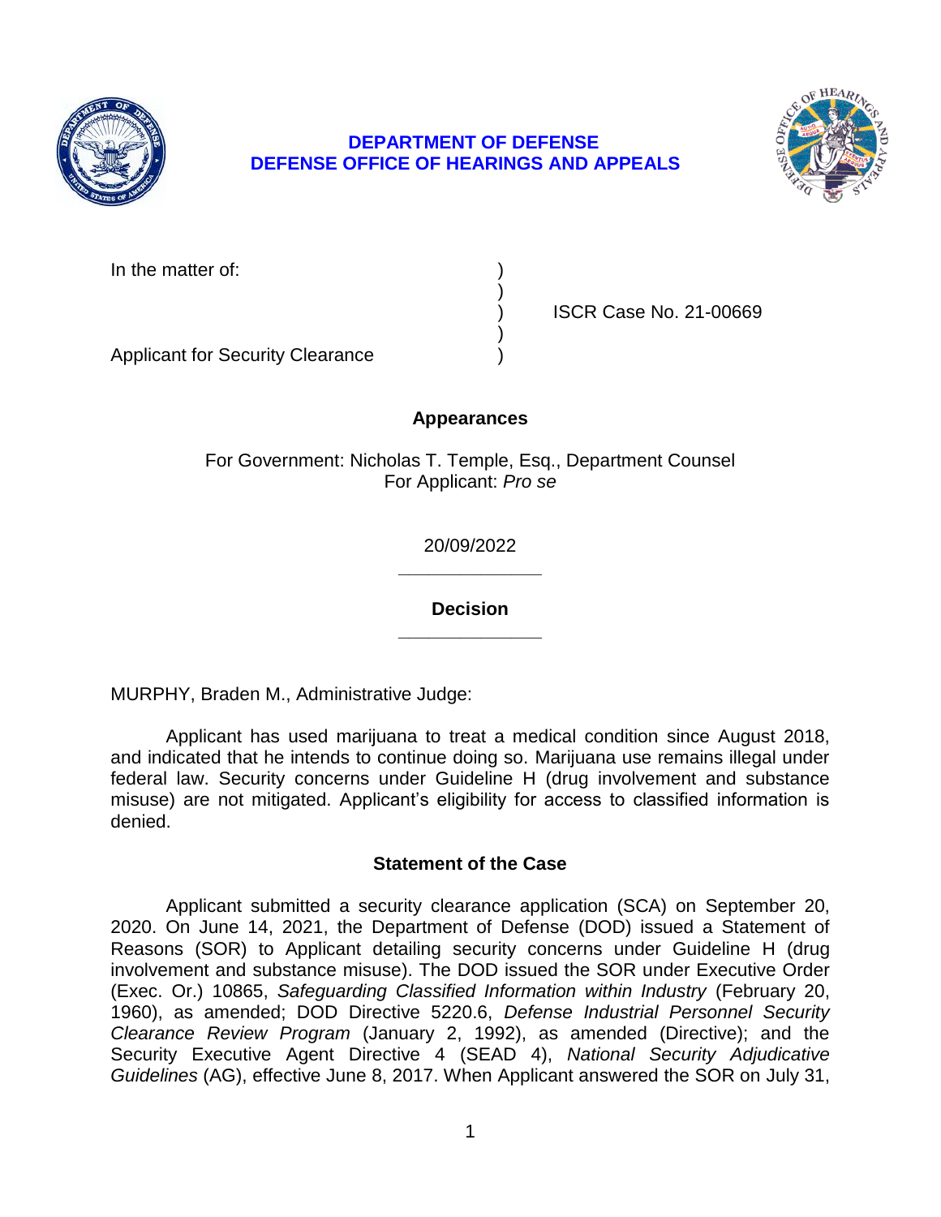**DEPARTMENT OF DEFENSE**
**DEFENSE OFFICE OF HEARINGS AND APPEALS**

In the matter of: )
)
) ISCR Case No. 21-00669
)
Applicant for Security Clearance )

## Appearances

For Government: Nicholas T. Temple, Esq., Department Counsel
For Applicant: *Pro se*

20/09/2022

______________

## Decision

______________

MURPHY, Braden M., Administrative Judge:

Applicant has used marijuana to treat a medical condition since August 2018, and indicated that he intends to continue doing so. Marijuana use remains illegal under federal law. Security concerns under Guideline H (drug involvement and substance misuse) are not mitigated. Applicant's eligibility for access to classified information is denied.

## Statement of the Case

Applicant submitted a security clearance application (SCA) on September 20, 2020. On June 14, 2021, the Department of Defense (DOD) issued a Statement of Reasons (SOR) to Applicant detailing security concerns under Guideline H (drug involvement and substance misuse). The DOD issued the SOR under Executive Order (Exec. Or.) 10865, *Safeguarding Classified Information within Industry* (February 20, 1960), as amended; DOD Directive 5220.6, *Defense Industrial Personnel Security Clearance Review Program* (January 2, 1992), as amended (Directive); and the Security Executive Agent Directive 4 (SEAD 4), *National Security Adjudicative Guidelines* (AG), effective June 8, 2017. When Applicant answered the SOR on July 31,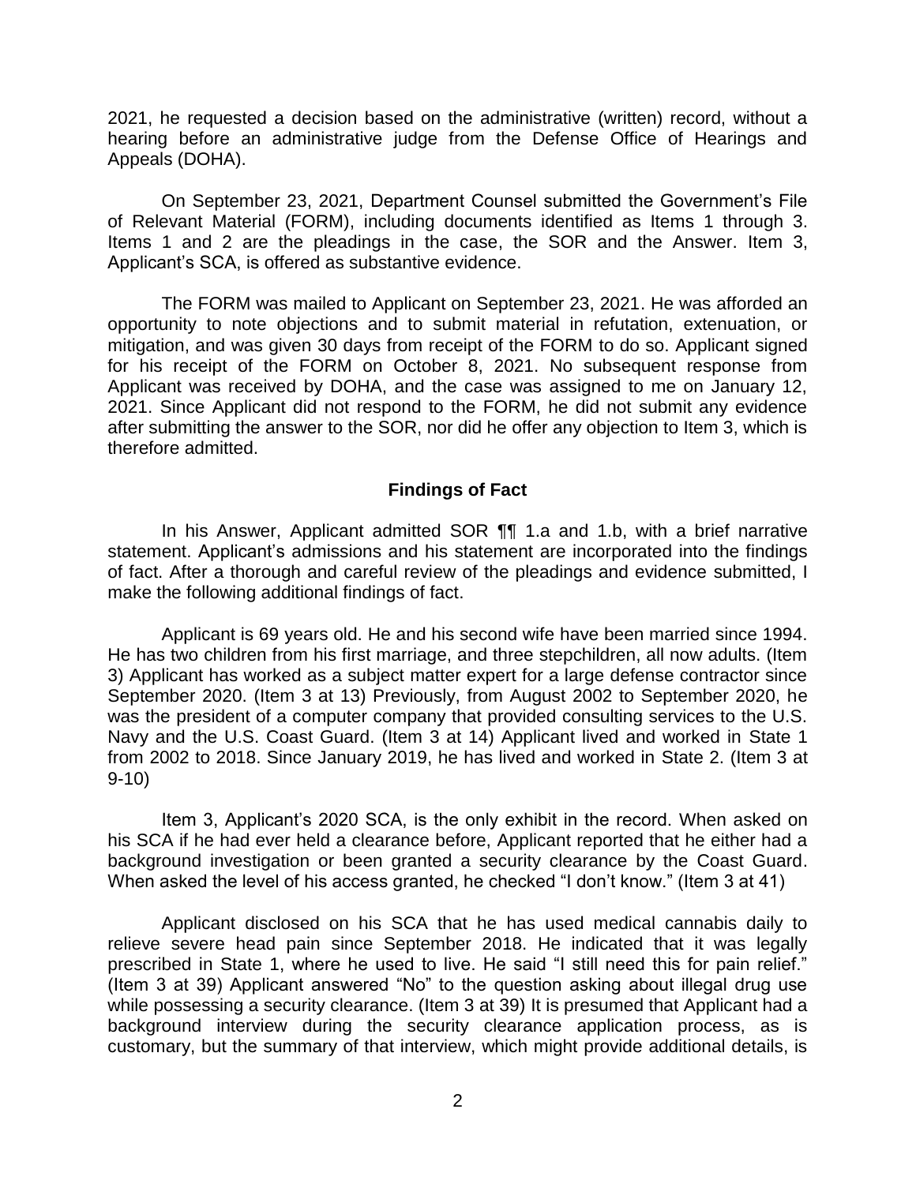2021, he requested a decision based on the administrative (written) record, without a hearing before an administrative judge from the Defense Office of Hearings and Appeals (DOHA).

On September 23, 2021, Department Counsel submitted the Government's File of Relevant Material (FORM), including documents identified as Items 1 through 3. Items 1 and 2 are the pleadings in the case, the SOR and the Answer. Item 3, Applicant's SCA, is offered as substantive evidence.

The FORM was mailed to Applicant on September 23, 2021. He was afforded an opportunity to note objections and to submit material in refutation, extenuation, or mitigation, and was given 30 days from receipt of the FORM to do so. Applicant signed for his receipt of the FORM on October 8, 2021. No subsequent response from Applicant was received by DOHA, and the case was assigned to me on January 12, 2021. Since Applicant did not respond to the FORM, he did not submit any evidence after submitting the answer to the SOR, nor did he offer any objection to Item 3, which is therefore admitted.

## Findings of Fact

In his Answer, Applicant admitted SOR ¶¶ 1.a and 1.b, with a brief narrative statement. Applicant's admissions and his statement are incorporated into the findings of fact. After a thorough and careful review of the pleadings and evidence submitted, I make the following additional findings of fact.

Applicant is 69 years old. He and his second wife have been married since 1994. He has two children from his first marriage, and three stepchildren, all now adults. (Item 3) Applicant has worked as a subject matter expert for a large defense contractor since September 2020. (Item 3 at 13) Previously, from August 2002 to September 2020, he was the president of a computer company that provided consulting services to the U.S. Navy and the U.S. Coast Guard. (Item 3 at 14) Applicant lived and worked in State 1 from 2002 to 2018. Since January 2019, he has lived and worked in State 2. (Item 3 at 9-10)

Item 3, Applicant's 2020 SCA, is the only exhibit in the record. When asked on his SCA if he had ever held a clearance before, Applicant reported that he either had a background investigation or been granted a security clearance by the Coast Guard. When asked the level of his access granted, he checked "I don't know." (Item 3 at 41)

Applicant disclosed on his SCA that he has used medical cannabis daily to relieve severe head pain since September 2018. He indicated that it was legally prescribed in State 1, where he used to live. He said "I still need this for pain relief." (Item 3 at 39) Applicant answered "No" to the question asking about illegal drug use while possessing a security clearance. (Item 3 at 39) It is presumed that Applicant had a background interview during the security clearance application process, as is customary, but the summary of that interview, which might provide additional details, is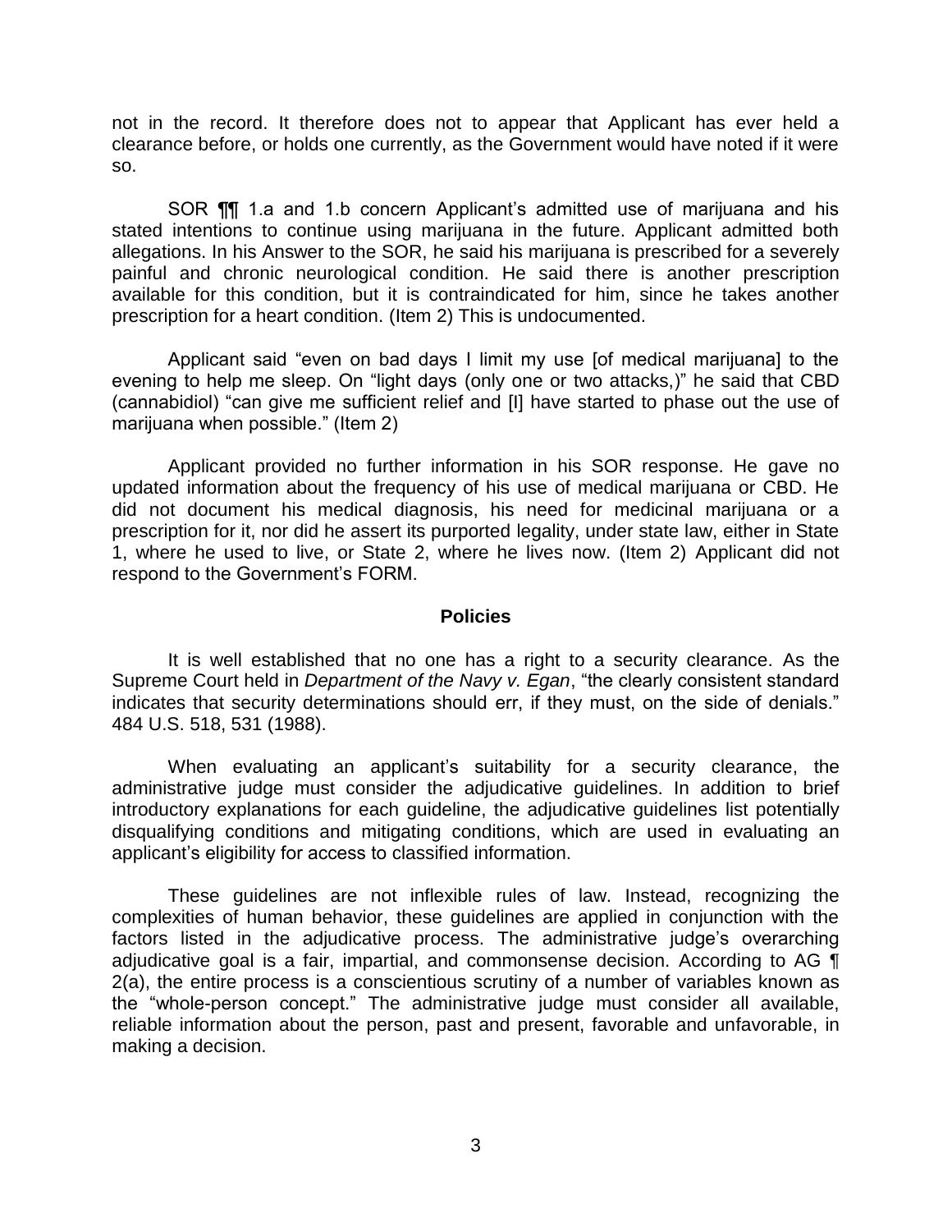not in the record. It therefore does not to appear that Applicant has ever held a clearance before, or holds one currently, as the Government would have noted if it were so.

SOR ¶¶ 1.a and 1.b concern Applicant's admitted use of marijuana and his stated intentions to continue using marijuana in the future. Applicant admitted both allegations. In his Answer to the SOR, he said his marijuana is prescribed for a severely painful and chronic neurological condition. He said there is another prescription available for this condition, but it is contraindicated for him, since he takes another prescription for a heart condition. (Item 2) This is undocumented.

Applicant said "even on bad days I limit my use [of medical marijuana] to the evening to help me sleep. On "light days (only one or two attacks,)" he said that CBD (cannabidiol) "can give me sufficient relief and [I] have started to phase out the use of marijuana when possible." (Item 2)

Applicant provided no further information in his SOR response. He gave no updated information about the frequency of his use of medical marijuana or CBD. He did not document his medical diagnosis, his need for medicinal marijuana or a prescription for it, nor did he assert its purported legality, under state law, either in State 1, where he used to live, or State 2, where he lives now. (Item 2) Applicant did not respond to the Government's FORM.

## Policies

It is well established that no one has a right to a security clearance. As the Supreme Court held in *Department of the Navy v. Egan*, "the clearly consistent standard indicates that security determinations should err, if they must, on the side of denials." 484 U.S. 518, 531 (1988).

When evaluating an applicant's suitability for a security clearance, the administrative judge must consider the adjudicative guidelines. In addition to brief introductory explanations for each guideline, the adjudicative guidelines list potentially disqualifying conditions and mitigating conditions, which are used in evaluating an applicant's eligibility for access to classified information.

These guidelines are not inflexible rules of law. Instead, recognizing the complexities of human behavior, these guidelines are applied in conjunction with the factors listed in the adjudicative process. The administrative judge's overarching adjudicative goal is a fair, impartial, and commonsense decision. According to AG ¶ 2(a), the entire process is a conscientious scrutiny of a number of variables known as the "whole-person concept." The administrative judge must consider all available, reliable information about the person, past and present, favorable and unfavorable, in making a decision.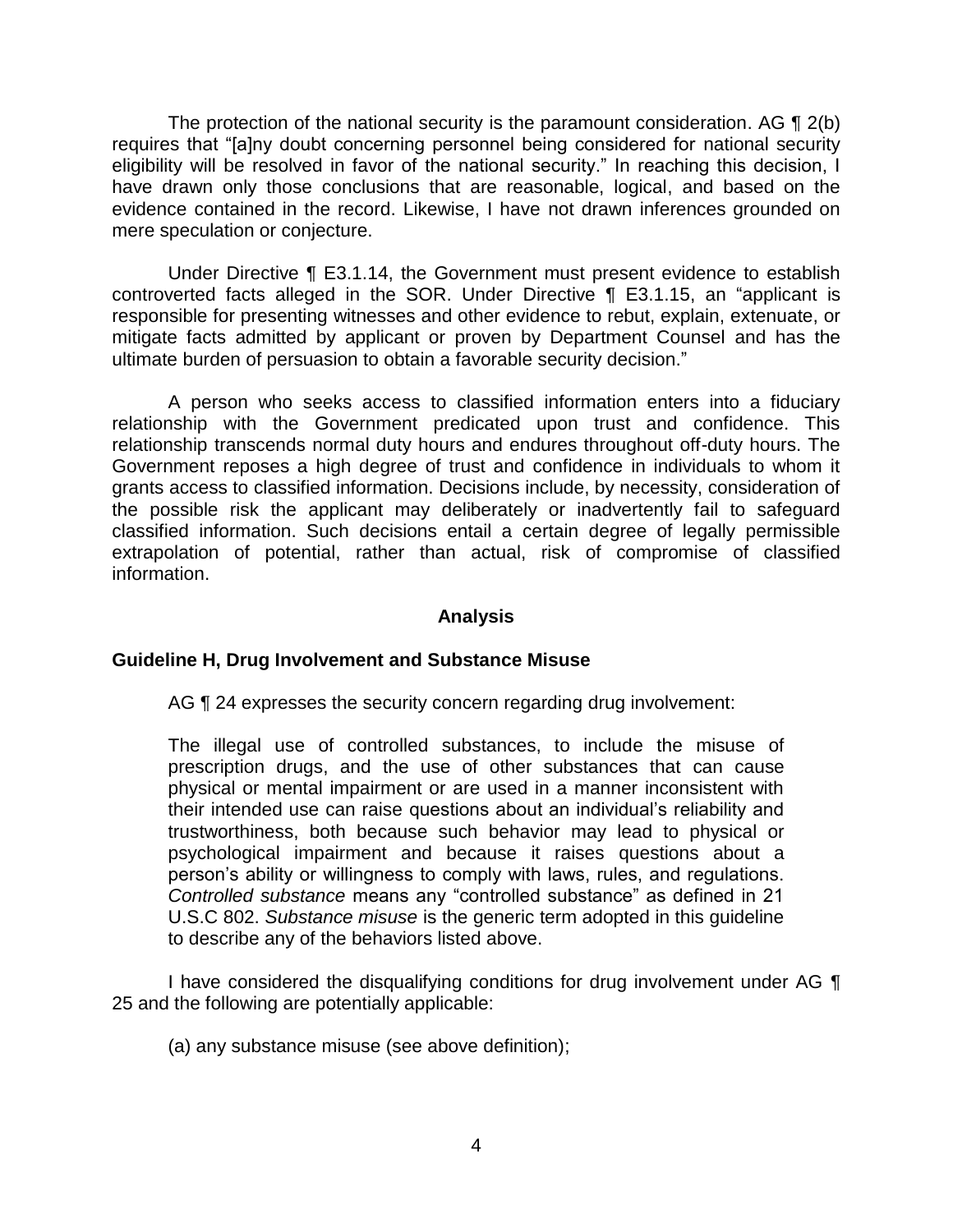The protection of the national security is the paramount consideration. AG ¶ 2(b) requires that "[a]ny doubt concerning personnel being considered for national security eligibility will be resolved in favor of the national security." In reaching this decision, I have drawn only those conclusions that are reasonable, logical, and based on the evidence contained in the record. Likewise, I have not drawn inferences grounded on mere speculation or conjecture.

Under Directive ¶ E3.1.14, the Government must present evidence to establish controverted facts alleged in the SOR. Under Directive ¶ E3.1.15, an "applicant is responsible for presenting witnesses and other evidence to rebut, explain, extenuate, or mitigate facts admitted by applicant or proven by Department Counsel and has the ultimate burden of persuasion to obtain a favorable security decision."

A person who seeks access to classified information enters into a fiduciary relationship with the Government predicated upon trust and confidence. This relationship transcends normal duty hours and endures throughout off-duty hours. The Government reposes a high degree of trust and confidence in individuals to whom it grants access to classified information. Decisions include, by necessity, consideration of the possible risk the applicant may deliberately or inadvertently fail to safeguard classified information. Such decisions entail a certain degree of legally permissible extrapolation of potential, rather than actual, risk of compromise of classified information.

## Analysis

### Guideline H, Drug Involvement and Substance Misuse

AG ¶ 24 expresses the security concern regarding drug involvement:

> The illegal use of controlled substances, to include the misuse of prescription drugs, and the use of other substances that can cause physical or mental impairment or are used in a manner inconsistent with their intended use can raise questions about an individual's reliability and trustworthiness, both because such behavior may lead to physical or psychological impairment and because it raises questions about a person's ability or willingness to comply with laws, rules, and regulations. *Controlled substance* means any "controlled substance" as defined in 21 U.S.C 802. *Substance misuse* is the generic term adopted in this guideline to describe any of the behaviors listed above.

I have considered the disqualifying conditions for drug involvement under AG ¶ 25 and the following are potentially applicable:

(a) any substance misuse (see above definition);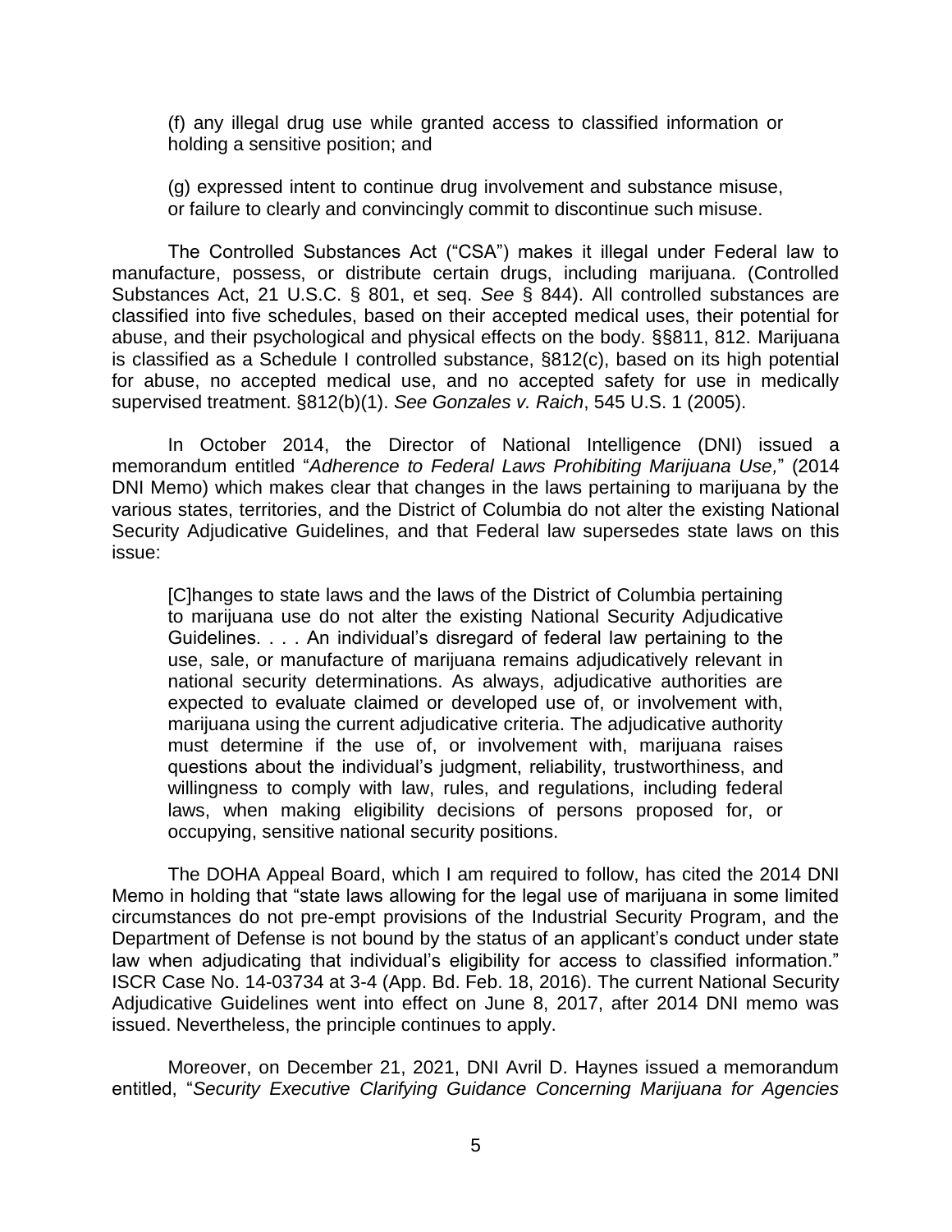(f) any illegal drug use while granted access to classified information or holding a sensitive position; and

(g) expressed intent to continue drug involvement and substance misuse, or failure to clearly and convincingly commit to discontinue such misuse.

The Controlled Substances Act ("CSA") makes it illegal under Federal law to manufacture, possess, or distribute certain drugs, including marijuana. (Controlled Substances Act, 21 U.S.C. § 801, et seq. *See* § 844). All controlled substances are classified into five schedules, based on their accepted medical uses, their potential for abuse, and their psychological and physical effects on the body. §§811, 812. Marijuana is classified as a Schedule I controlled substance, §812(c), based on its high potential for abuse, no accepted medical use, and no accepted safety for use in medically supervised treatment. §812(b)(1). *See Gonzales v. Raich*, 545 U.S. 1 (2005).

In October 2014, the Director of National Intelligence (DNI) issued a memorandum entitled "*Adherence to Federal Laws Prohibiting Marijuana Use,*" (2014 DNI Memo) which makes clear that changes in the laws pertaining to marijuana by the various states, territories, and the District of Columbia do not alter the existing National Security Adjudicative Guidelines, and that Federal law supersedes state laws on this issue:

> [C]hanges to state laws and the laws of the District of Columbia pertaining to marijuana use do not alter the existing National Security Adjudicative Guidelines. . . . An individual's disregard of federal law pertaining to the use, sale, or manufacture of marijuana remains adjudicatively relevant in national security determinations. As always, adjudicative authorities are expected to evaluate claimed or developed use of, or involvement with, marijuana using the current adjudicative criteria. The adjudicative authority must determine if the use of, or involvement with, marijuana raises questions about the individual's judgment, reliability, trustworthiness, and willingness to comply with law, rules, and regulations, including federal laws, when making eligibility decisions of persons proposed for, or occupying, sensitive national security positions.

The DOHA Appeal Board, which I am required to follow, has cited the 2014 DNI Memo in holding that "state laws allowing for the legal use of marijuana in some limited circumstances do not pre-empt provisions of the Industrial Security Program, and the Department of Defense is not bound by the status of an applicant's conduct under state law when adjudicating that individual's eligibility for access to classified information." ISCR Case No. 14-03734 at 3-4 (App. Bd. Feb. 18, 2016). The current National Security Adjudicative Guidelines went into effect on June 8, 2017, after 2014 DNI memo was issued. Nevertheless, the principle continues to apply.

Moreover, on December 21, 2021, DNI Avril D. Haynes issued a memorandum entitled, "*Security Executive Clarifying Guidance Concerning Marijuana for Agencies*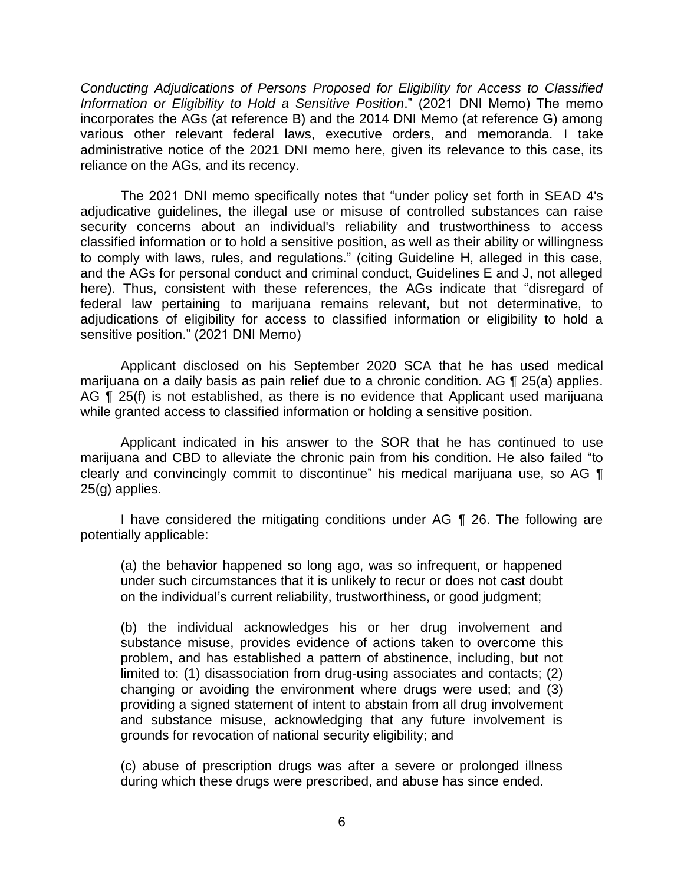*Conducting Adjudications of Persons Proposed for Eligibility for Access to Classified Information or Eligibility to Hold a Sensitive Position*." (2021 DNI Memo) The memo incorporates the AGs (at reference B) and the 2014 DNI Memo (at reference G) among various other relevant federal laws, executive orders, and memoranda. I take administrative notice of the 2021 DNI memo here, given its relevance to this case, its reliance on the AGs, and its recency.

The 2021 DNI memo specifically notes that "under policy set forth in SEAD 4's adjudicative guidelines, the illegal use or misuse of controlled substances can raise security concerns about an individual's reliability and trustworthiness to access classified information or to hold a sensitive position, as well as their ability or willingness to comply with laws, rules, and regulations." (citing Guideline H, alleged in this case, and the AGs for personal conduct and criminal conduct, Guidelines E and J, not alleged here). Thus, consistent with these references, the AGs indicate that "disregard of federal law pertaining to marijuana remains relevant, but not determinative, to adjudications of eligibility for access to classified information or eligibility to hold a sensitive position." (2021 DNI Memo)

Applicant disclosed on his September 2020 SCA that he has used medical marijuana on a daily basis as pain relief due to a chronic condition. AG ¶ 25(a) applies. AG ¶ 25(f) is not established, as there is no evidence that Applicant used marijuana while granted access to classified information or holding a sensitive position.

Applicant indicated in his answer to the SOR that he has continued to use marijuana and CBD to alleviate the chronic pain from his condition. He also failed "to clearly and convincingly commit to discontinue" his medical marijuana use, so AG ¶ 25(g) applies.

I have considered the mitigating conditions under AG ¶ 26. The following are potentially applicable:

> (a) the behavior happened so long ago, was so infrequent, or happened under such circumstances that it is unlikely to recur or does not cast doubt on the individual's current reliability, trustworthiness, or good judgment;
>
> (b) the individual acknowledges his or her drug involvement and substance misuse, provides evidence of actions taken to overcome this problem, and has established a pattern of abstinence, including, but not limited to: (1) disassociation from drug-using associates and contacts; (2) changing or avoiding the environment where drugs were used; and (3) providing a signed statement of intent to abstain from all drug involvement and substance misuse, acknowledging that any future involvement is grounds for revocation of national security eligibility; and
>
> (c) abuse of prescription drugs was after a severe or prolonged illness during which these drugs were prescribed, and abuse has since ended.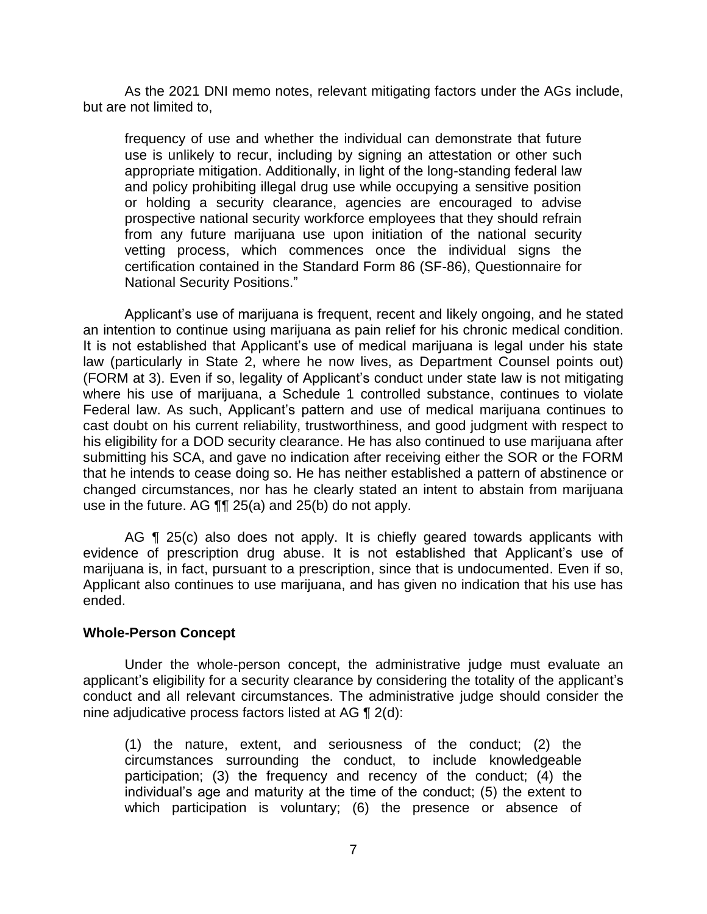As the 2021 DNI memo notes, relevant mitigating factors under the AGs include, but are not limited to,

> frequency of use and whether the individual can demonstrate that future use is unlikely to recur, including by signing an attestation or other such appropriate mitigation. Additionally, in light of the long-standing federal law and policy prohibiting illegal drug use while occupying a sensitive position or holding a security clearance, agencies are encouraged to advise prospective national security workforce employees that they should refrain from any future marijuana use upon initiation of the national security vetting process, which commences once the individual signs the certification contained in the Standard Form 86 (SF-86), Questionnaire for National Security Positions."

Applicant's use of marijuana is frequent, recent and likely ongoing, and he stated an intention to continue using marijuana as pain relief for his chronic medical condition. It is not established that Applicant's use of medical marijuana is legal under his state law (particularly in State 2, where he now lives, as Department Counsel points out) (FORM at 3). Even if so, legality of Applicant's conduct under state law is not mitigating where his use of marijuana, a Schedule 1 controlled substance, continues to violate Federal law. As such, Applicant's pattern and use of medical marijuana continues to cast doubt on his current reliability, trustworthiness, and good judgment with respect to his eligibility for a DOD security clearance. He has also continued to use marijuana after submitting his SCA, and gave no indication after receiving either the SOR or the FORM that he intends to cease doing so. He has neither established a pattern of abstinence or changed circumstances, nor has he clearly stated an intent to abstain from marijuana use in the future. AG ¶¶ 25(a) and 25(b) do not apply.

AG ¶ 25(c) also does not apply. It is chiefly geared towards applicants with evidence of prescription drug abuse. It is not established that Applicant's use of marijuana is, in fact, pursuant to a prescription, since that is undocumented. Even if so, Applicant also continues to use marijuana, and has given no indication that his use has ended.

**Whole-Person Concept**

Under the whole-person concept, the administrative judge must evaluate an applicant's eligibility for a security clearance by considering the totality of the applicant's conduct and all relevant circumstances. The administrative judge should consider the nine adjudicative process factors listed at AG ¶ 2(d):

> (1) the nature, extent, and seriousness of the conduct; (2) the circumstances surrounding the conduct, to include knowledgeable participation; (3) the frequency and recency of the conduct; (4) the individual's age and maturity at the time of the conduct; (5) the extent to which participation is voluntary; (6) the presence or absence of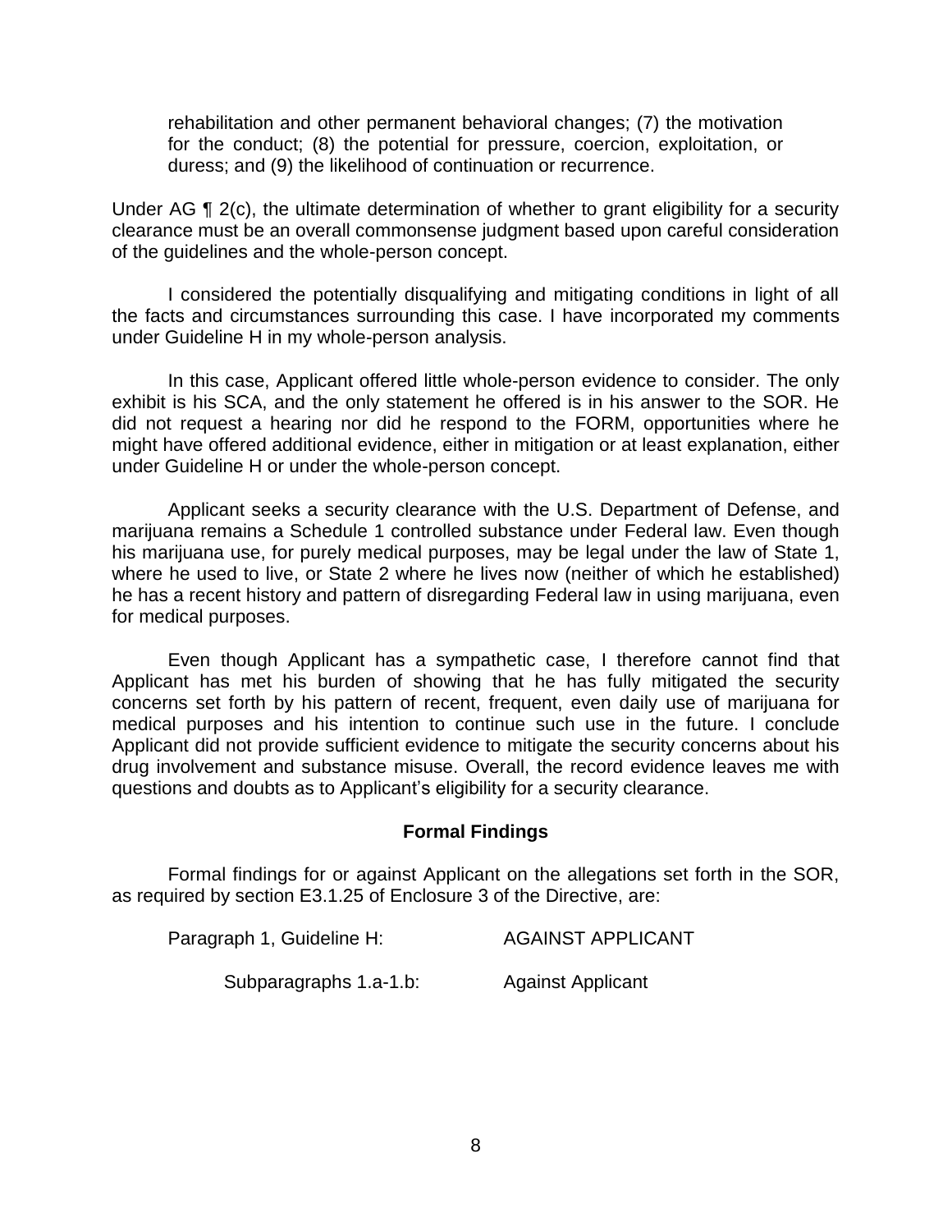> rehabilitation and other permanent behavioral changes; (7) the motivation for the conduct; (8) the potential for pressure, coercion, exploitation, or duress; and (9) the likelihood of continuation or recurrence.

Under AG ¶ 2(c), the ultimate determination of whether to grant eligibility for a security clearance must be an overall commonsense judgment based upon careful consideration of the guidelines and the whole-person concept.

I considered the potentially disqualifying and mitigating conditions in light of all the facts and circumstances surrounding this case. I have incorporated my comments under Guideline H in my whole-person analysis.

In this case, Applicant offered little whole-person evidence to consider. The only exhibit is his SCA, and the only statement he offered is in his answer to the SOR. He did not request a hearing nor did he respond to the FORM, opportunities where he might have offered additional evidence, either in mitigation or at least explanation, either under Guideline H or under the whole-person concept.

Applicant seeks a security clearance with the U.S. Department of Defense, and marijuana remains a Schedule 1 controlled substance under Federal law. Even though his marijuana use, for purely medical purposes, may be legal under the law of State 1, where he used to live, or State 2 where he lives now (neither of which he established) he has a recent history and pattern of disregarding Federal law in using marijuana, even for medical purposes.

Even though Applicant has a sympathetic case, I therefore cannot find that Applicant has met his burden of showing that he has fully mitigated the security concerns set forth by his pattern of recent, frequent, even daily use of marijuana for medical purposes and his intention to continue such use in the future. I conclude Applicant did not provide sufficient evidence to mitigate the security concerns about his drug involvement and substance misuse. Overall, the record evidence leaves me with questions and doubts as to Applicant's eligibility for a security clearance.

## Formal Findings

Formal findings for or against Applicant on the allegations set forth in the SOR, as required by section E3.1.25 of Enclosure 3 of the Directive, are:

Paragraph 1, Guideline H: AGAINST APPLICANT

Subparagraphs 1.a-1.b: Against Applicant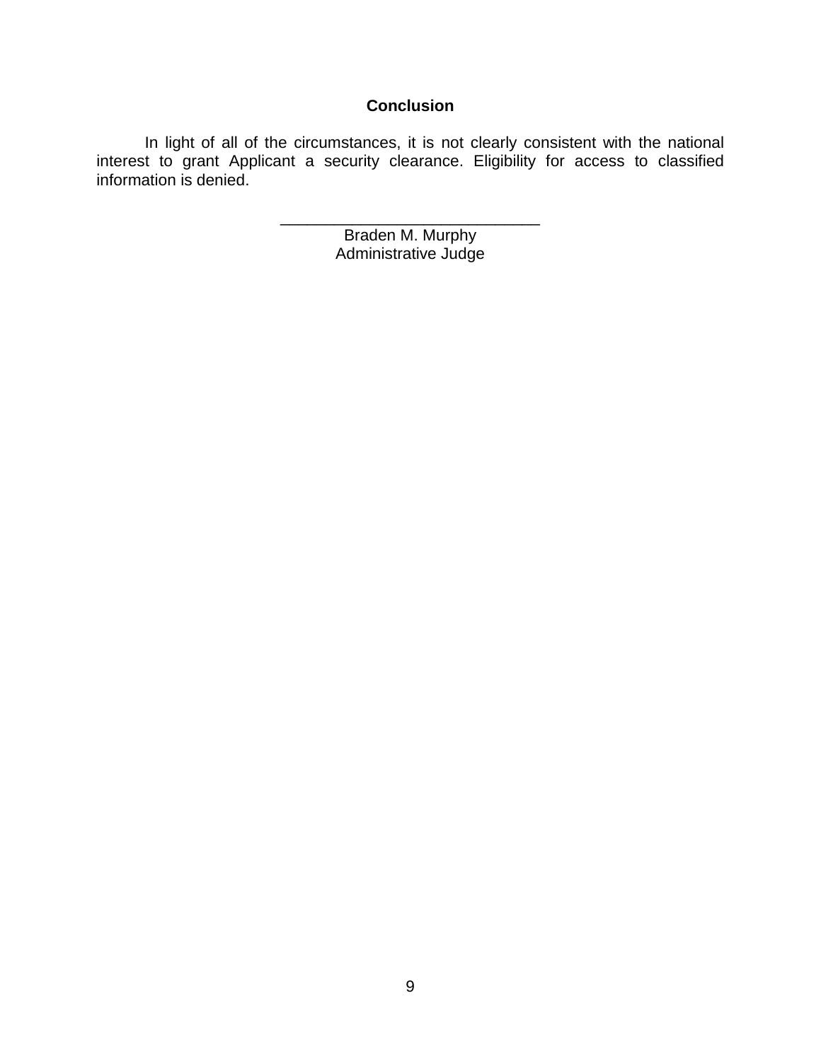## Conclusion

In light of all of the circumstances, it is not clearly consistent with the national interest to grant Applicant a security clearance. Eligibility for access to classified information is denied.

\_\_\_\_\_\_\_\_\_\_\_\_\_\_\_\_\_\_\_\_\_\_\_\_\_\_\_\_\_\_

Braden M. Murphy
Administrative Judge